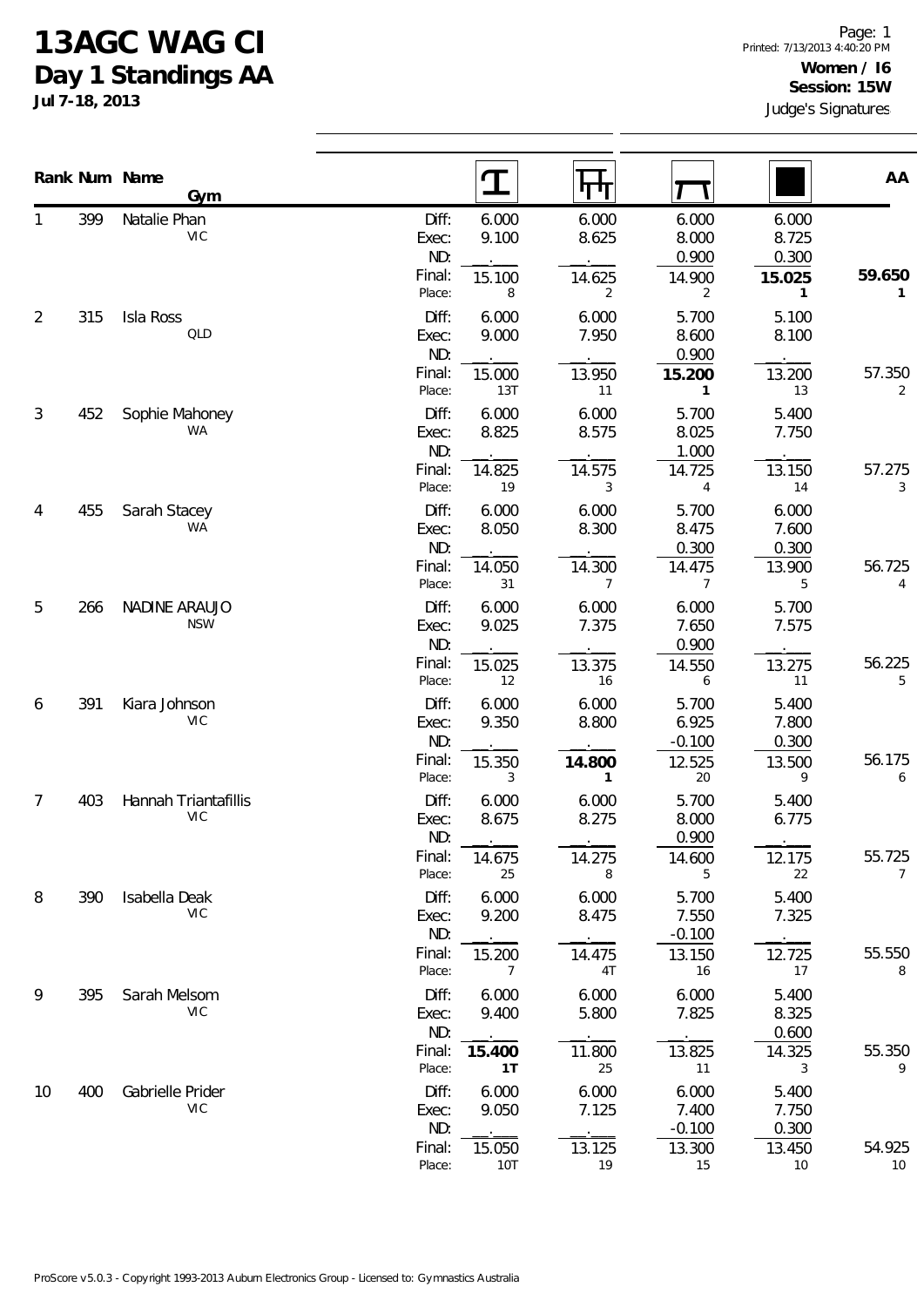# 13AGC WAG CI

## Day 1 Standings AA

**Jul 7-18, 2013**

Printed: 7/13/2013 4:40:20 PM

**Women / I6**
**Session: 15W**
Judge's Signatures

| Rank | Num | Name / Gym | | Vault | Bars | Beam | Floor | AA |
|---|---|---|---|---|---|---|---|---|
| 1 | 399 | Natalie Phan VIC | Diff: | 6.000 | 6.000 | 6.000 | 6.000 | |
| | | | Exec: | 9.100 | 8.625 | 8.000 | 8.725 | |
| | | | ND: | . | . | 0.900 | 0.300 | |
| | | | Final: | 15.100 | 14.625 | 14.900 | **15.025** | **59.650** |
| | | | Place: | 8 | 2 | 2 | **1** | **1** |
| 2 | 315 | Isla Ross QLD | Diff: | 6.000 | 6.000 | 5.700 | 5.100 | |
| | | | Exec: | 9.000 | 7.950 | 8.600 | 8.100 | |
| | | | ND: | . | . | 0.900 | . | |
| | | | Final: | 15.000 | 13.950 | **15.200** | 13.200 | 57.350 |
| | | | Place: | 13T | 11 | **1** | 13 | 2 |
| 3 | 452 | Sophie Mahoney WA | Diff: | 6.000 | 6.000 | 5.700 | 5.400 | |
| | | | Exec: | 8.825 | 8.575 | 8.025 | 7.750 | |
| | | | ND: | . | . | 1.000 | . | |
| | | | Final: | 14.825 | 14.575 | 14.725 | 13.150 | 57.275 |
| | | | Place: | 19 | 3 | 4 | 14 | 3 |
| 4 | 455 | Sarah Stacey WA | Diff: | 6.000 | 6.000 | 5.700 | 6.000 | |
| | | | Exec: | 8.050 | 8.300 | 8.475 | 7.600 | |
| | | | ND: | . | . | 0.300 | 0.300 | |
| | | | Final: | 14.050 | 14.300 | 14.475 | 13.900 | 56.725 |
| | | | Place: | 31 | 7 | 7 | 5 | 4 |
| 5 | 266 | NADINE ARAUJO NSW | Diff: | 6.000 | 6.000 | 6.000 | 5.700 | |
| | | | Exec: | 9.025 | 7.375 | 7.650 | 7.575 | |
| | | | ND: | . | . | 0.900 | . | |
| | | | Final: | 15.025 | 13.375 | 14.550 | 13.275 | 56.225 |
| | | | Place: | 12 | 16 | 6 | 11 | 5 |
| 6 | 391 | Kiara Johnson VIC | Diff: | 6.000 | 6.000 | 5.700 | 5.400 | |
| | | | Exec: | 9.350 | 8.800 | 6.925 | 7.800 | |
| | | | ND: | . | . | -0.100 | 0.300 | |
| | | | Final: | 15.350 | **14.800** | 12.525 | 13.500 | 56.175 |
| | | | Place: | 3 | **1** | 20 | 9 | 6 |
| 7 | 403 | Hannah Triantafillis VIC | Diff: | 6.000 | 6.000 | 5.700 | 5.400 | |
| | | | Exec: | 8.675 | 8.275 | 8.000 | 6.775 | |
| | | | ND: | . | . | 0.900 | . | |
| | | | Final: | 14.675 | 14.275 | 14.600 | 12.175 | 55.725 |
| | | | Place: | 25 | 8 | 5 | 22 | 7 |
| 8 | 390 | Isabella Deak VIC | Diff: | 6.000 | 6.000 | 5.700 | 5.400 | |
| | | | Exec: | 9.200 | 8.475 | 7.550 | 7.325 | |
| | | | ND: | . | . | -0.100 | . | |
| | | | Final: | 15.200 | 14.475 | 13.150 | 12.725 | 55.550 |
| | | | Place: | 7 | 4T | 16 | 17 | 8 |
| 9 | 395 | Sarah Melsom VIC | Diff: | 6.000 | 6.000 | 6.000 | 5.400 | |
| | | | Exec: | 9.400 | 5.800 | 7.825 | 8.325 | |
| | | | ND: | . | . | . | 0.600 | |
| | | | Final: | **15.400** | 11.800 | 13.825 | 14.325 | 55.350 |
| | | | Place: | **1T** | 25 | 11 | 3 | 9 |
| 10 | 400 | Gabrielle Prider VIC | Diff: | 6.000 | 6.000 | 6.000 | 5.400 | |
| | | | Exec: | 9.050 | 7.125 | 7.400 | 7.750 | |
| | | | ND: | . | . | -0.100 | 0.300 | |
| | | | Final: | 15.050 | 13.125 | 13.300 | 13.450 | 54.925 |
| | | | Place: | 10T | 19 | 15 | 10 | 10 |

ProScore v5.0.3 - Copyright 1993-2013 Auburn Electronics Group - Licensed to: Gymnastics Australia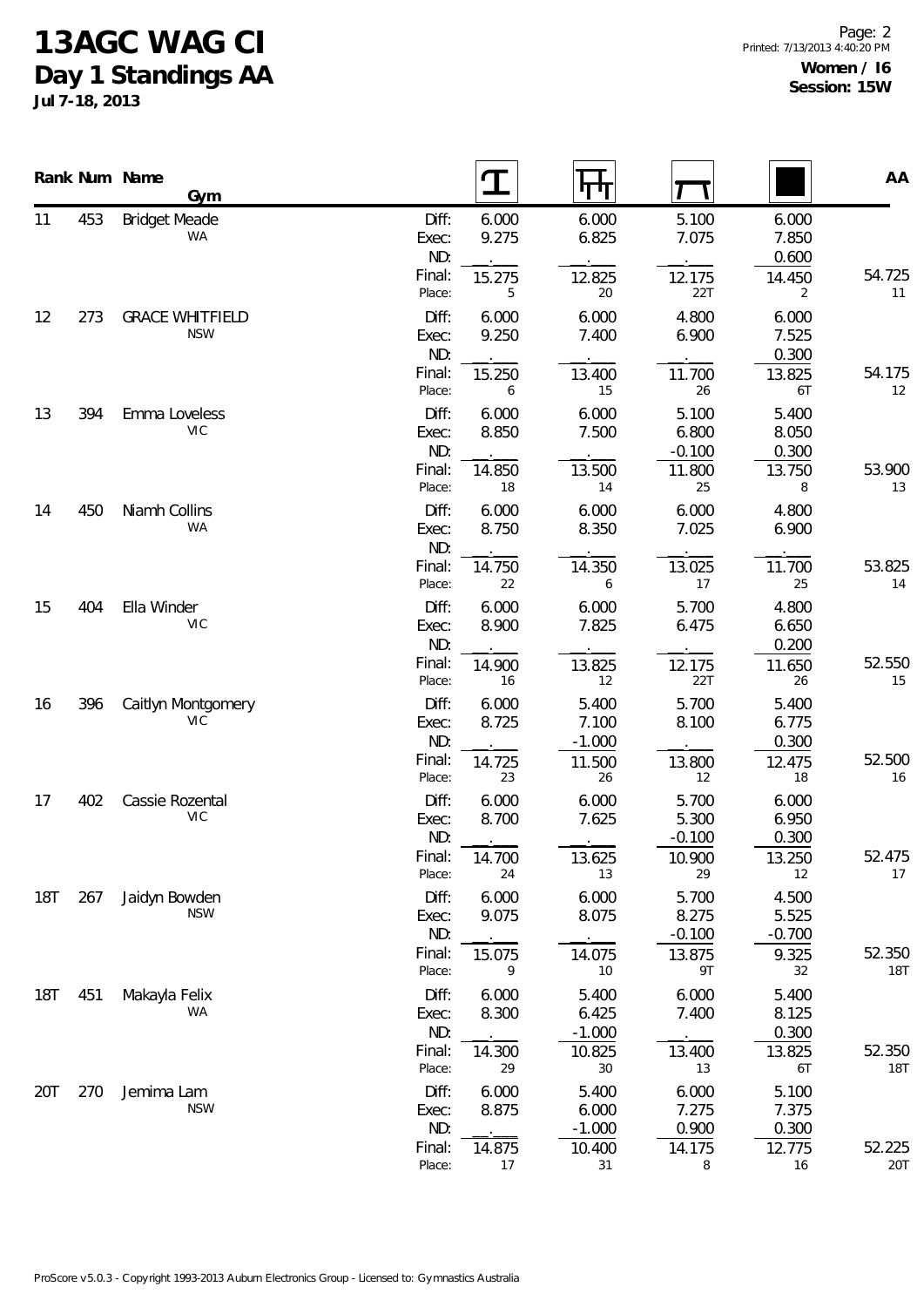# 13AGC WAG CI

## Day 1 Standings AA

Jul 7-18, 2013

**Women / I6**
**Session: 15W**

| Rank | Num | Name / Gym | | Vault | Bars | Beam | Floor | AA |
|---|---|---|---|---|---|---|---|---|
| 11 | 453 | Bridget Meade<br>WA | Diff: | 6.000 | 6.000 | 5.100 | 6.000 | |
| | | | Exec: | 9.275 | 6.825 | 7.075 | 7.850 | |
| | | | ND: | . | . | . | 0.600 | |
| | | | Final: | 15.275 | 12.825 | 12.175 | 14.450 | 54.725 |
| | | | Place: | 5 | 20 | 22T | 2 | 11 |
| 12 | 273 | GRACE WHITFIELD<br>NSW | Diff: | 6.000 | 6.000 | 4.800 | 6.000 | |
| | | | Exec: | 9.250 | 7.400 | 6.900 | 7.525 | |
| | | | ND: | . | . | . | 0.300 | |
| | | | Final: | 15.250 | 13.400 | 11.700 | 13.825 | 54.175 |
| | | | Place: | 6 | 15 | 26 | 6T | 12 |
| 13 | 394 | Emma Loveless<br>VIC | Diff: | 6.000 | 6.000 | 5.100 | 5.400 | |
| | | | Exec: | 8.850 | 7.500 | 6.800 | 8.050 | |
| | | | ND: | . | . | -0.100 | 0.300 | |
| | | | Final: | 14.850 | 13.500 | 11.800 | 13.750 | 53.900 |
| | | | Place: | 18 | 14 | 25 | 8 | 13 |
| 14 | 450 | Niamh Collins<br>WA | Diff: | 6.000 | 6.000 | 6.000 | 4.800 | |
| | | | Exec: | 8.750 | 8.350 | 7.025 | 6.900 | |
| | | | ND: | . | . | . | . | |
| | | | Final: | 14.750 | 14.350 | 13.025 | 11.700 | 53.825 |
| | | | Place: | 22 | 6 | 17 | 25 | 14 |
| 15 | 404 | Ella Winder<br>VIC | Diff: | 6.000 | 6.000 | 5.700 | 4.800 | |
| | | | Exec: | 8.900 | 7.825 | 6.475 | 6.650 | |
| | | | ND: | . | . | . | 0.200 | |
| | | | Final: | 14.900 | 13.825 | 12.175 | 11.650 | 52.550 |
| | | | Place: | 16 | 12 | 22T | 26 | 15 |
| 16 | 396 | Caitlyn Montgomery<br>VIC | Diff: | 6.000 | 5.400 | 5.700 | 5.400 | |
| | | | Exec: | 8.725 | 7.100 | 8.100 | 6.775 | |
| | | | ND: | . | -1.000 | . | 0.300 | |
| | | | Final: | 14.725 | 11.500 | 13.800 | 12.475 | 52.500 |
| | | | Place: | 23 | 26 | 12 | 18 | 16 |
| 17 | 402 | Cassie Rozental<br>VIC | Diff: | 6.000 | 6.000 | 5.700 | 6.000 | |
| | | | Exec: | 8.700 | 7.625 | 5.300 | 6.950 | |
| | | | ND: | . | . | -0.100 | 0.300 | |
| | | | Final: | 14.700 | 13.625 | 10.900 | 13.250 | 52.475 |
| | | | Place: | 24 | 13 | 29 | 12 | 17 |
| 18T | 267 | Jaidyn Bowden<br>NSW | Diff: | 6.000 | 6.000 | 5.700 | 4.500 | |
| | | | Exec: | 9.075 | 8.075 | 8.275 | 5.525 | |
| | | | ND: | . | . | -0.100 | -0.700 | |
| | | | Final: | 15.075 | 14.075 | 13.875 | 9.325 | 52.350 |
| | | | Place: | 9 | 10 | 9T | 32 | 18T |
| 18T | 451 | Makayla Felix<br>WA | Diff: | 6.000 | 5.400 | 6.000 | 5.400 | |
| | | | Exec: | 8.300 | 6.425 | 7.400 | 8.125 | |
| | | | ND: | . | -1.000 | . | 0.300 | |
| | | | Final: | 14.300 | 10.825 | 13.400 | 13.825 | 52.350 |
| | | | Place: | 29 | 30 | 13 | 6T | 18T |
| 20T | 270 | Jemima Lam<br>NSW | Diff: | 6.000 | 5.400 | 6.000 | 5.100 | |
| | | | Exec: | 8.875 | 6.000 | 7.275 | 7.375 | |
| | | | ND: | . | -1.000 | 0.900 | 0.300 | |
| | | | Final: | 14.875 | 10.400 | 14.175 | 12.775 | 52.225 |
| | | | Place: | 17 | 31 | 8 | 16 | 20T |

ProScore v5.0.3 - Copyright 1993-2013 Auburn Electronics Group - Licensed to: Gymnastics Australia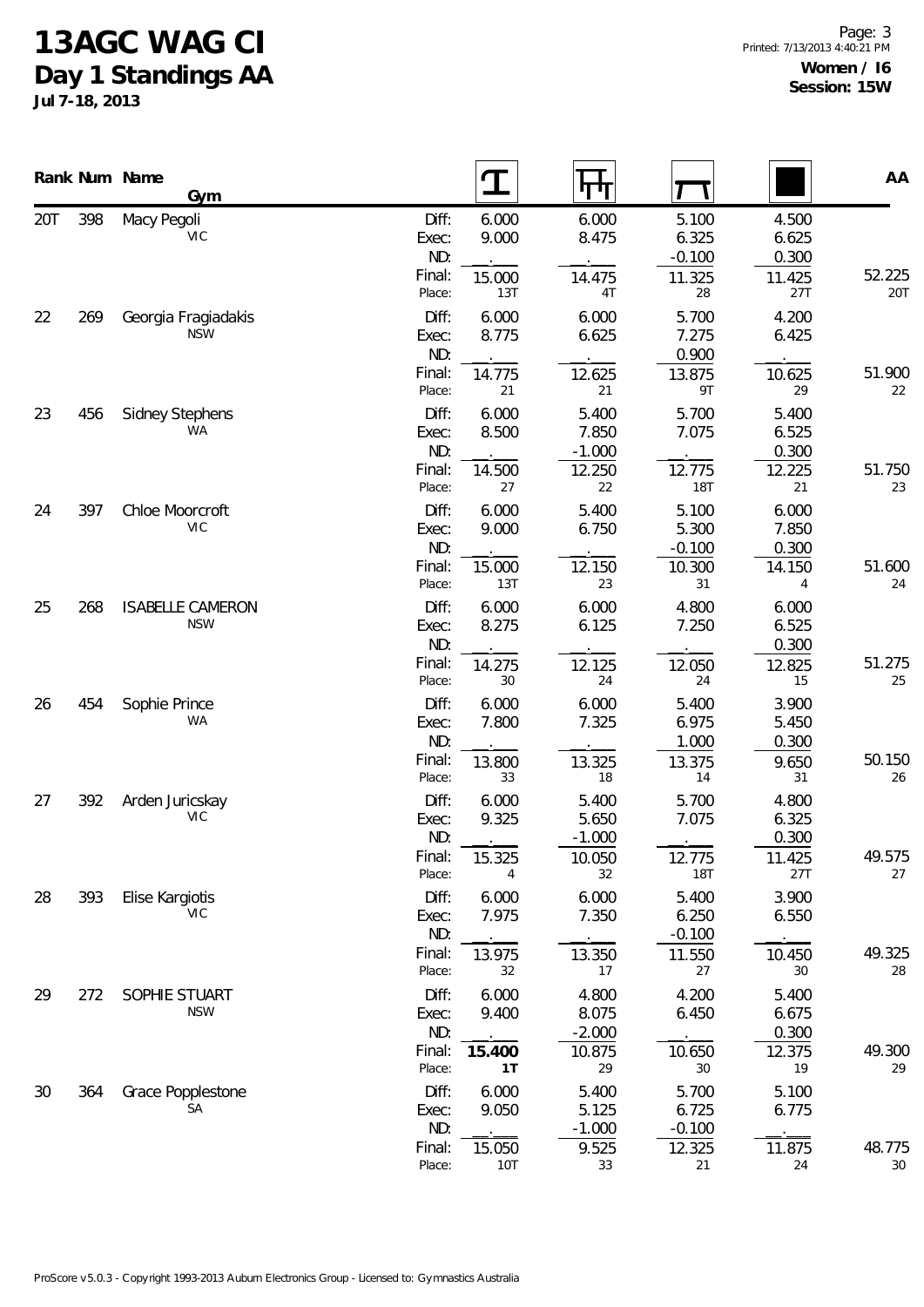# 13AGC WAG CI

## Day 1 Standings AA

Jul 7-18, 2013

Women / I6
Session: 15W

| Rank | Num | Name / Gym | | Vault | Bars | Beam | Floor | AA |
|---|---|---|---|---|---|---|---|---|
| 20T | 398 | Macy Pegoli | Diff: | 6.000 | 6.000 | 5.100 | 4.500 | |
| | | VIC | Exec: | 9.000 | 8.475 | 6.325 | 6.625 | |
| | | | ND: | . | . | -0.100 | 0.300 | |
| | | | Final: | 15.000 | 14.475 | 11.325 | 11.425 | 52.225 |
| | | | Place: | 13T | 4T | 28 | 27T | 20T |
| 22 | 269 | Georgia Fragiadakis | Diff: | 6.000 | 6.000 | 5.700 | 4.200 | |
| | | NSW | Exec: | 8.775 | 6.625 | 7.275 | 6.425 | |
| | | | ND: | . | . | 0.900 | . | |
| | | | Final: | 14.775 | 12.625 | 13.875 | 10.625 | 51.900 |
| | | | Place: | 21 | 21 | 9T | 29 | 22 |
| 23 | 456 | Sidney Stephens | Diff: | 6.000 | 5.400 | 5.700 | 5.400 | |
| | | WA | Exec: | 8.500 | 7.850 | 7.075 | 6.525 | |
| | | | ND: | . | -1.000 | . | 0.300 | |
| | | | Final: | 14.500 | 12.250 | 12.775 | 12.225 | 51.750 |
| | | | Place: | 27 | 22 | 18T | 21 | 23 |
| 24 | 397 | Chloe Moorcroft | Diff: | 6.000 | 5.400 | 5.100 | 6.000 | |
| | | VIC | Exec: | 9.000 | 6.750 | 5.300 | 7.850 | |
| | | | ND: | . | . | -0.100 | 0.300 | |
| | | | Final: | 15.000 | 12.150 | 10.300 | 14.150 | 51.600 |
| | | | Place: | 13T | 23 | 31 | 4 | 24 |
| 25 | 268 | ISABELLE CAMERON | Diff: | 6.000 | 6.000 | 4.800 | 6.000 | |
| | | NSW | Exec: | 8.275 | 6.125 | 7.250 | 6.525 | |
| | | | ND: | . | . | . | 0.300 | |
| | | | Final: | 14.275 | 12.125 | 12.050 | 12.825 | 51.275 |
| | | | Place: | 30 | 24 | 24 | 15 | 25 |
| 26 | 454 | Sophie Prince | Diff: | 6.000 | 6.000 | 5.400 | 3.900 | |
| | | WA | Exec: | 7.800 | 7.325 | 6.975 | 5.450 | |
| | | | ND: | . | . | 1.000 | 0.300 | |
| | | | Final: | 13.800 | 13.325 | 13.375 | 9.650 | 50.150 |
| | | | Place: | 33 | 18 | 14 | 31 | 26 |
| 27 | 392 | Arden Juricskay | Diff: | 6.000 | 5.400 | 5.700 | 4.800 | |
| | | VIC | Exec: | 9.325 | 5.650 | 7.075 | 6.325 | |
| | | | ND: | . | -1.000 | . | 0.300 | |
| | | | Final: | 15.325 | 10.050 | 12.775 | 11.425 | 49.575 |
| | | | Place: | 4 | 32 | 18T | 27T | 27 |
| 28 | 393 | Elise Kargiotis | Diff: | 6.000 | 6.000 | 5.400 | 3.900 | |
| | | VIC | Exec: | 7.975 | 7.350 | 6.250 | 6.550 | |
| | | | ND: | . | . | -0.100 | . | |
| | | | Final: | 13.975 | 13.350 | 11.550 | 10.450 | 49.325 |
| | | | Place: | 32 | 17 | 27 | 30 | 28 |
| 29 | 272 | SOPHIE STUART | Diff: | 6.000 | 4.800 | 4.200 | 5.400 | |
| | | NSW | Exec: | 9.400 | 8.075 | 6.450 | 6.675 | |
| | | | ND: | . | -2.000 | . | 0.300 | |
| | | | Final: | **15.400** | 10.875 | 10.650 | 12.375 | 49.300 |
| | | | Place: | **1T** | 29 | 30 | 19 | 29 |
| 30 | 364 | Grace Popplestone | Diff: | 6.000 | 5.400 | 5.700 | 5.100 | |
| | | SA | Exec: | 9.050 | 5.125 | 6.725 | 6.775 | |
| | | | ND: | . | -1.000 | -0.100 | . | |
| | | | Final: | 15.050 | 9.525 | 12.325 | 11.875 | 48.775 |
| | | | Place: | 10T | 33 | 21 | 24 | 30 |

ProScore v5.0.3 - Copyright 1993-2013 Auburn Electronics Group - Licensed to: Gymnastics Australia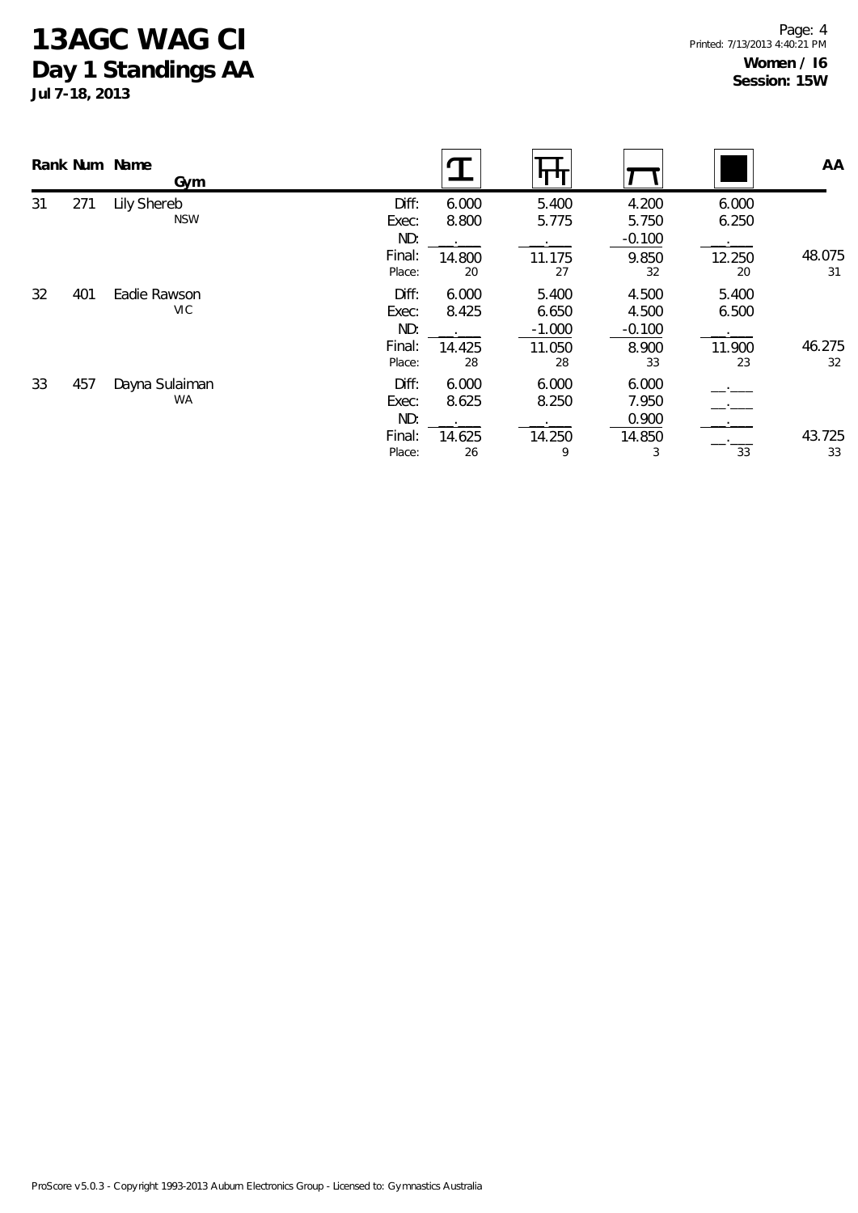# 13AGC WAG CI

## Day 1 Standings AA

**Jul 7-18, 2013**

Page: 4
Printed: 7/13/2013 4:40:21 PM

**Women / I6**
**Session: 15W**

| Rank | Num | Name / Gym | | Vault | Uneven Bars | Beam | Floor | AA |
|---|---|---|---|---|---|---|---|---|
| 31 | 271 | Lily Shereb | Diff: | 6.000 | 5.400 | 4.200 | 6.000 | |
| | | NSW | Exec: | 8.800 | 5.775 | 5.750 | 6.250 | |
| | | | ND: | \_\_.\_\_\_ | \_\_.\_\_\_ | -0.100 | \_\_.\_\_\_ | |
| | | | Final: | 14.800 | 11.175 | 9.850 | 12.250 | 48.075 |
| | | | Place: | 20 | 27 | 32 | 20 | 31 |
| 32 | 401 | Eadie Rawson | Diff: | 6.000 | 5.400 | 4.500 | 5.400 | |
| | | VIC | Exec: | 8.425 | 6.650 | 4.500 | 6.500 | |
| | | | ND: | \_\_.\_\_\_ | -1.000 | -0.100 | \_\_.\_\_\_ | |
| | | | Final: | 14.425 | 11.050 | 8.900 | 11.900 | 46.275 |
| | | | Place: | 28 | 28 | 33 | 23 | 32 |
| 33 | 457 | Dayna Sulaiman | Diff: | 6.000 | 6.000 | 6.000 | \_\_.\_\_\_ | |
| | | WA | Exec: | 8.625 | 8.250 | 7.950 | \_\_.\_\_\_ | |
| | | | ND: | \_\_.\_\_\_ | \_\_.\_\_\_ | 0.900 | \_\_.\_\_\_ | |
| | | | Final: | 14.625 | 14.250 | 14.850 | \_\_.\_\_\_ | 43.725 |
| | | | Place: | 26 | 9 | 3 | 33 | 33 |

ProScore v5.0.3 - Copyright 1993-2013 Auburn Electronics Group - Licensed to: Gymnastics Australia